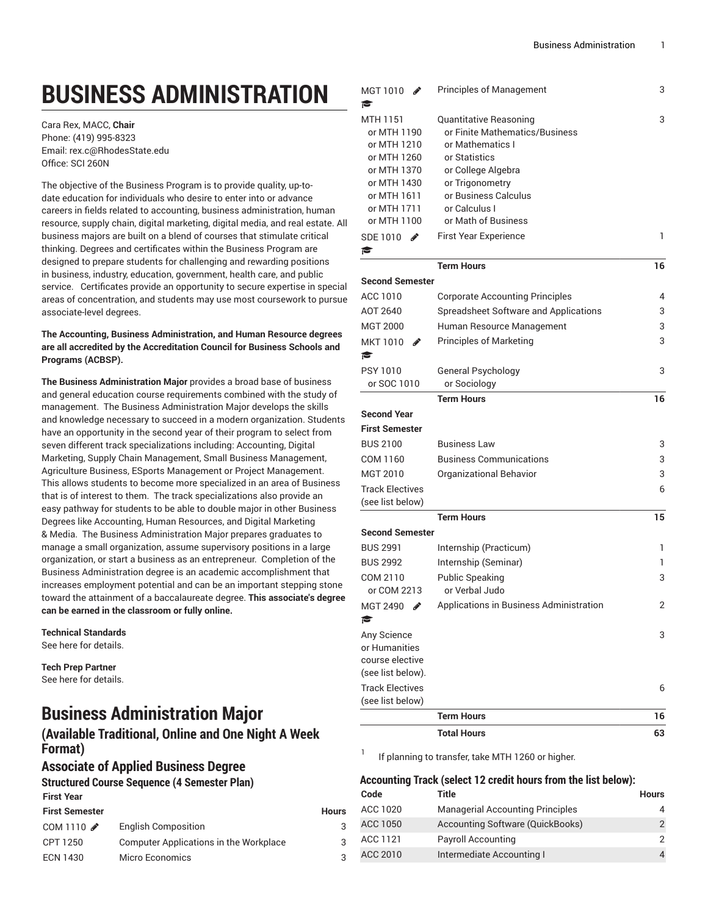# BUSINESS ADMINISTRATION

Cara Rex, MACC, **Chair**
Phone: (419) 995-8323
Email: rex.c@RhodesState.edu
Office: SCI 260N

The objective of the Business Program is to provide quality, up-to-date education for individuals who desire to enter into or advance careers in fields related to accounting, business administration, human resource, supply chain, digital marketing, digital media, and real estate. All business majors are built on a blend of courses that stimulate critical thinking. Degrees and certificates within the Business Program are designed to prepare students for challenging and rewarding positions in business, industry, education, government, health care, and public service. Certificates provide an opportunity to secure expertise in special areas of concentration, and students may use most coursework to pursue associate-level degrees.

**The Accounting, Business Administration, and Human Resource degrees are all accredited by the Accreditation Council for Business Schools and Programs (ACBSP).**

**The Business Administration Major** provides a broad base of business and general education course requirements combined with the study of management. The Business Administration Major develops the skills and knowledge necessary to succeed in a modern organization. Students have an opportunity in the second year of their program to select from seven different track specializations including: Accounting, Digital Marketing, Supply Chain Management, Small Business Management, Agriculture Business, ESports Management or Project Management. This allows students to become more specialized in an area of Business that is of interest to them. The track specializations also provide an easy pathway for students to be able to double major in other Business Degrees like Accounting, Human Resources, and Digital Marketing & Media. The Business Administration Major prepares graduates to manage a small organization, assume supervisory positions in a large organization, or start a business as an entrepreneur. Completion of the Business Administration degree is an academic accomplishment that increases employment potential and can be an important stepping stone toward the attainment of a baccalaureate degree. **This associate's degree can be earned in the classroom or fully online.**

**Technical Standards**
See here for details.

**Tech Prep Partner**
See here for details.

## Business Administration Major

### (Available Traditional, Online and One Night A Week Format)

### Associate of Applied Business Degree

#### Structured Course Sequence (4 Semester Plan)

| | | Hours |
|---|---|---|
| **First Year** | | |
| **First Semester** | | |
| COM 1110 | English Composition | 3 |
| CPT 1250 | Computer Applications in the Workplace | 3 |
| ECN 1430 | Micro Economics | 3 |
| MGT 1010 | Principles of Management | 3 |
| MTH 1151 or MTH 1190 or MTH 1210 or MTH 1260 or MTH 1370 or MTH 1430 or MTH 1611 or MTH 1711 or MTH 1100 | Quantitative Reasoning or Finite Mathematics/Business or Mathematics I or Statistics or College Algebra or Trigonometry or Business Calculus or Calculus I or Math of Business | 3 |
| SDE 1010 | First Year Experience | 1 |
| | **Term Hours** | **16** |
| **Second Semester** | | |
| ACC 1010 | Corporate Accounting Principles | 4 |
| AOT 2640 | Spreadsheet Software and Applications | 3 |
| MGT 2000 | Human Resource Management | 3 |
| MKT 1010 | Principles of Marketing | 3 |
| PSY 1010 or SOC 1010 | General Psychology or Sociology | 3 |
| | **Term Hours** | **16** |
| **Second Year** | | |
| **First Semester** | | |
| BUS 2100 | Business Law | 3 |
| COM 1160 | Business Communications | 3 |
| MGT 2010 | Organizational Behavior | 3 |
| Track Electives (see list below) | | 6 |
| | **Term Hours** | **15** |
| **Second Semester** | | |
| BUS 2991 | Internship (Practicum) | 1 |
| BUS 2992 | Internship (Seminar) | 1 |
| COM 2110 or COM 2213 | Public Speaking or Verbal Judo | 3 |
| MGT 2490 | Applications in Business Administration | 2 |
| Any Science or Humanities course elective (see list below). | | 3 |
| Track Electives (see list below) | | 6 |
| | **Term Hours** | **16** |
| | **Total Hours** | **63** |

[1] If planning to transfer, take MTH 1260 or higher.

#### Accounting Track (select 12 credit hours from the list below):

| Code | Title | Hours |
|---|---|---|
| ACC 1020 | Managerial Accounting Principles | 4 |
| ACC 1050 | Accounting Software (QuickBooks) | 2 |
| ACC 1121 | Payroll Accounting | 2 |
| ACC 2010 | Intermediate Accounting I | 4 |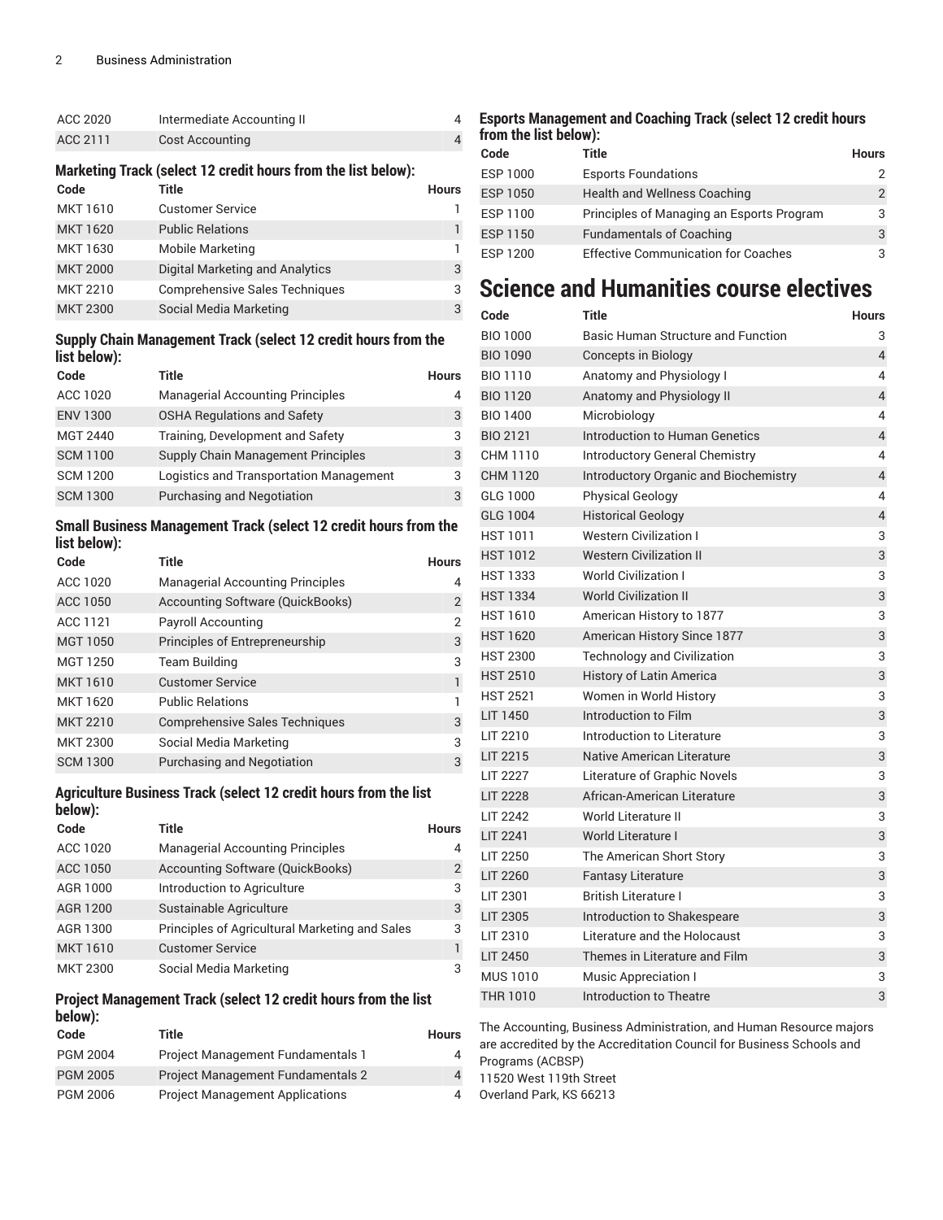| Code | Title | Hours |
| --- | --- | --- |
| ACC 2020 | Intermediate Accounting II | 4 |
| ACC 2111 | Cost Accounting | 4 |

### Marketing Track (select 12 credit hours from the list below):

| Code | Title | Hours |
| --- | --- | --- |
| MKT 1610 | Customer Service | 1 |
| MKT 1620 | Public Relations | 1 |
| MKT 1630 | Mobile Marketing | 1 |
| MKT 2000 | Digital Marketing and Analytics | 3 |
| MKT 2210 | Comprehensive Sales Techniques | 3 |
| MKT 2300 | Social Media Marketing | 3 |

### Supply Chain Management Track (select 12 credit hours from the list below):

| Code | Title | Hours |
| --- | --- | --- |
| ACC 1020 | Managerial Accounting Principles | 4 |
| ENV 1300 | OSHA Regulations and Safety | 3 |
| MGT 2440 | Training, Development and Safety | 3 |
| SCM 1100 | Supply Chain Management Principles | 3 |
| SCM 1200 | Logistics and Transportation Management | 3 |
| SCM 1300 | Purchasing and Negotiation | 3 |

### Small Business Management Track (select 12 credit hours from the list below):

| Code | Title | Hours |
| --- | --- | --- |
| ACC 1020 | Managerial Accounting Principles | 4 |
| ACC 1050 | Accounting Software (QuickBooks) | 2 |
| ACC 1121 | Payroll Accounting | 2 |
| MGT 1050 | Principles of Entrepreneurship | 3 |
| MGT 1250 | Team Building | 3 |
| MKT 1610 | Customer Service | 1 |
| MKT 1620 | Public Relations | 1 |
| MKT 2210 | Comprehensive Sales Techniques | 3 |
| MKT 2300 | Social Media Marketing | 3 |
| SCM 1300 | Purchasing and Negotiation | 3 |

### Agriculture Business Track (select 12 credit hours from the list below):

| Code | Title | Hours |
| --- | --- | --- |
| ACC 1020 | Managerial Accounting Principles | 4 |
| ACC 1050 | Accounting Software (QuickBooks) | 2 |
| AGR 1000 | Introduction to Agriculture | 3 |
| AGR 1200 | Sustainable Agriculture | 3 |
| AGR 1300 | Principles of Agricultural Marketing and Sales | 3 |
| MKT 1610 | Customer Service | 1 |
| MKT 2300 | Social Media Marketing | 3 |

### Project Management Track (select 12 credit hours from the list below):

| Code | Title | Hours |
| --- | --- | --- |
| PGM 2004 | Project Management Fundamentals 1 | 4 |
| PGM 2005 | Project Management Fundamentals 2 | 4 |
| PGM 2006 | Project Management Applications | 4 |

### Esports Management and Coaching Track (select 12 credit hours from the list below):

| Code | Title | Hours |
| --- | --- | --- |
| ESP 1000 | Esports Foundations | 2 |
| ESP 1050 | Health and Wellness Coaching | 2 |
| ESP 1100 | Principles of Managing an Esports Program | 3 |
| ESP 1150 | Fundamentals of Coaching | 3 |
| ESP 1200 | Effective Communication for Coaches | 3 |

## Science and Humanities course electives

| Code | Title | Hours |
| --- | --- | --- |
| BIO 1000 | Basic Human Structure and Function | 3 |
| BIO 1090 | Concepts in Biology | 4 |
| BIO 1110 | Anatomy and Physiology I | 4 |
| BIO 1120 | Anatomy and Physiology II | 4 |
| BIO 1400 | Microbiology | 4 |
| BIO 2121 | Introduction to Human Genetics | 4 |
| CHM 1110 | Introductory General Chemistry | 4 |
| CHM 1120 | Introductory Organic and Biochemistry | 4 |
| GLG 1000 | Physical Geology | 4 |
| GLG 1004 | Historical Geology | 4 |
| HST 1011 | Western Civilization I | 3 |
| HST 1012 | Western Civilization II | 3 |
| HST 1333 | World Civilization I | 3 |
| HST 1334 | World Civilization II | 3 |
| HST 1610 | American History to 1877 | 3 |
| HST 1620 | American History Since 1877 | 3 |
| HST 2300 | Technology and Civilization | 3 |
| HST 2510 | History of Latin America | 3 |
| HST 2521 | Women in World History | 3 |
| LIT 1450 | Introduction to Film | 3 |
| LIT 2210 | Introduction to Literature | 3 |
| LIT 2215 | Native American Literature | 3 |
| LIT 2227 | Literature of Graphic Novels | 3 |
| LIT 2228 | African-American Literature | 3 |
| LIT 2242 | World Literature II | 3 |
| LIT 2241 | World Literature I | 3 |
| LIT 2250 | The American Short Story | 3 |
| LIT 2260 | Fantasy Literature | 3 |
| LIT 2301 | British Literature I | 3 |
| LIT 2305 | Introduction to Shakespeare | 3 |
| LIT 2310 | Literature and the Holocaust | 3 |
| LIT 2450 | Themes in Literature and Film | 3 |
| MUS 1010 | Music Appreciation I | 3 |
| THR 1010 | Introduction to Theatre | 3 |

The Accounting, Business Administration, and Human Resource majors are accredited by the Accreditation Council for Business Schools and Programs (ACBSP)
11520 West 119th Street
Overland Park, KS 66213